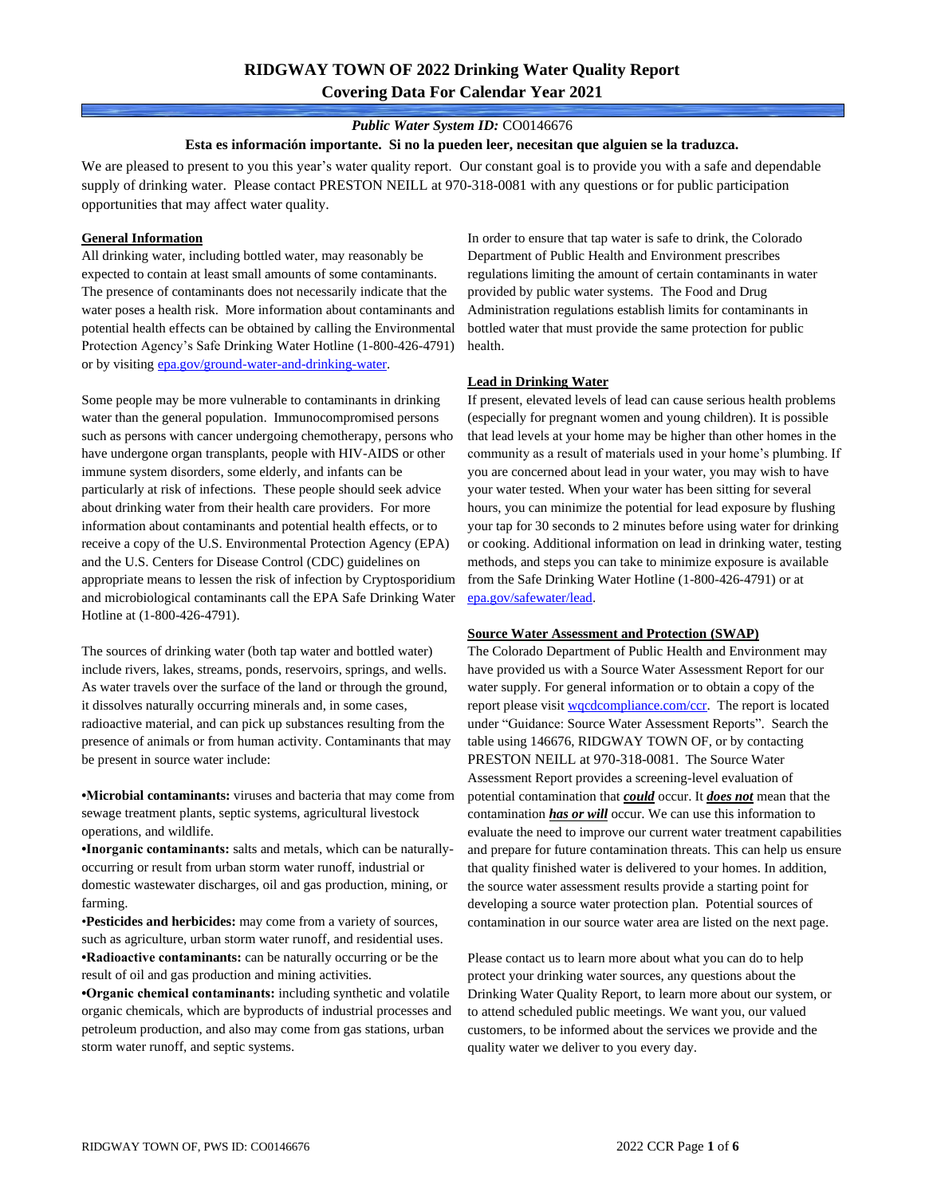# RIDGWAY TOWN OF 2022 Drinking Water Quality Report
## Covering Data For Calendar Year 2021

***Public Water System ID:*** CO0146676

**Esta es información importante. Si no la pueden leer, necesitan que alguien se la traduzca.**

We are pleased to present to you this year's water quality report. Our constant goal is to provide you with a safe and dependable supply of drinking water. Please contact PRESTON NEILL at 970-318-0081 with any questions or for public participation opportunities that may affect water quality.

### General Information

All drinking water, including bottled water, may reasonably be expected to contain at least small amounts of some contaminants. The presence of contaminants does not necessarily indicate that the water poses a health risk. More information about contaminants and potential health effects can be obtained by calling the Environmental Protection Agency's Safe Drinking Water Hotline (1-800-426-4791) or by visiting [epa.gov/ground-water-and-drinking-water](epa.gov/ground-water-and-drinking-water).

Some people may be more vulnerable to contaminants in drinking water than the general population. Immunocompromised persons such as persons with cancer undergoing chemotherapy, persons who have undergone organ transplants, people with HIV-AIDS or other immune system disorders, some elderly, and infants can be particularly at risk of infections. These people should seek advice about drinking water from their health care providers. For more information about contaminants and potential health effects, or to receive a copy of the U.S. Environmental Protection Agency (EPA) and the U.S. Centers for Disease Control (CDC) guidelines on appropriate means to lessen the risk of infection by Cryptosporidium and microbiological contaminants call the EPA Safe Drinking Water Hotline at (1-800-426-4791).

The sources of drinking water (both tap water and bottled water) include rivers, lakes, streams, ponds, reservoirs, springs, and wells. As water travels over the surface of the land or through the ground, it dissolves naturally occurring minerals and, in some cases, radioactive material, and can pick up substances resulting from the presence of animals or from human activity. Contaminants that may be present in source water include:

- **Microbial contaminants:** viruses and bacteria that may come from sewage treatment plants, septic systems, agricultural livestock operations, and wildlife.
- **Inorganic contaminants:** salts and metals, which can be naturally-occurring or result from urban storm water runoff, industrial or domestic wastewater discharges, oil and gas production, mining, or farming.
- **Pesticides and herbicides:** may come from a variety of sources, such as agriculture, urban storm water runoff, and residential uses.
- **Radioactive contaminants:** can be naturally occurring or be the result of oil and gas production and mining activities.
- **Organic chemical contaminants:** including synthetic and volatile organic chemicals, which are byproducts of industrial processes and petroleum production, and also may come from gas stations, urban storm water runoff, and septic systems.

In order to ensure that tap water is safe to drink, the Colorado Department of Public Health and Environment prescribes regulations limiting the amount of certain contaminants in water provided by public water systems. The Food and Drug Administration regulations establish limits for contaminants in bottled water that must provide the same protection for public health.

### Lead in Drinking Water

If present, elevated levels of lead can cause serious health problems (especially for pregnant women and young children). It is possible that lead levels at your home may be higher than other homes in the community as a result of materials used in your home's plumbing. If you are concerned about lead in your water, you may wish to have your water tested. When your water has been sitting for several hours, you can minimize the potential for lead exposure by flushing your tap for 30 seconds to 2 minutes before using water for drinking or cooking. Additional information on lead in drinking water, testing methods, and steps you can take to minimize exposure is available from the Safe Drinking Water Hotline (1-800-426-4791) or at [epa.gov/safewater/lead](epa.gov/safewater/lead).

### Source Water Assessment and Protection (SWAP)

The Colorado Department of Public Health and Environment may have provided us with a Source Water Assessment Report for our water supply. For general information or to obtain a copy of the report please visit [wqcdcompliance.com/ccr](wqcdcompliance.com/ccr). The report is located under "Guidance: Source Water Assessment Reports". Search the table using 146676, RIDGWAY TOWN OF, or by contacting PRESTON NEILL at 970-318-0081. The Source Water Assessment Report provides a screening-level evaluation of potential contamination that ***could*** occur. It ***does not*** mean that the contamination ***has or will*** occur. We can use this information to evaluate the need to improve our current water treatment capabilities and prepare for future contamination threats. This can help us ensure that quality finished water is delivered to your homes. In addition, the source water assessment results provide a starting point for developing a source water protection plan. Potential sources of contamination in our source water area are listed on the next page.

Please contact us to learn more about what you can do to help protect your drinking water sources, any questions about the Drinking Water Quality Report, to learn more about our system, or to attend scheduled public meetings. We want you, our valued customers, to be informed about the services we provide and the quality water we deliver to you every day.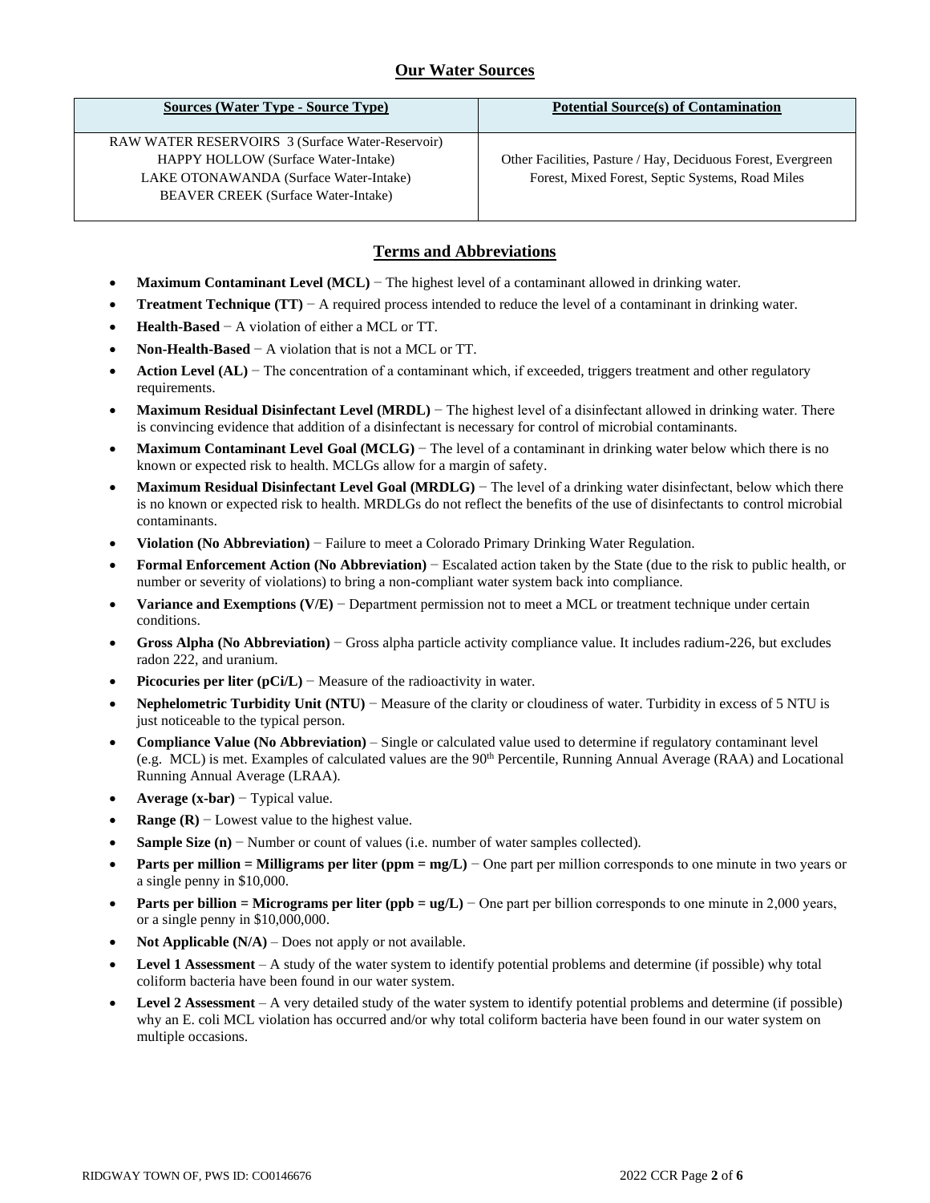## Our Water Sources

| Sources (Water Type - Source Type) | Potential Source(s) of Contamination |
|---|---|
| RAW WATER RESERVOIRS 3 (Surface Water-Reservoir)<br>HAPPY HOLLOW (Surface Water-Intake)<br>LAKE OTONAWANDA (Surface Water-Intake)<br>BEAVER CREEK (Surface Water-Intake) | Other Facilities, Pasture / Hay, Deciduous Forest, Evergreen Forest, Mixed Forest, Septic Systems, Road Miles |

## Terms and Abbreviations

- **Maximum Contaminant Level (MCL)** − The highest level of a contaminant allowed in drinking water.
- **Treatment Technique (TT)** − A required process intended to reduce the level of a contaminant in drinking water.
- **Health-Based** − A violation of either a MCL or TT.
- **Non-Health-Based** − A violation that is not a MCL or TT.
- **Action Level (AL)** − The concentration of a contaminant which, if exceeded, triggers treatment and other regulatory requirements.
- **Maximum Residual Disinfectant Level (MRDL)** − The highest level of a disinfectant allowed in drinking water. There is convincing evidence that addition of a disinfectant is necessary for control of microbial contaminants.
- **Maximum Contaminant Level Goal (MCLG)** − The level of a contaminant in drinking water below which there is no known or expected risk to health. MCLGs allow for a margin of safety.
- **Maximum Residual Disinfectant Level Goal (MRDLG)** − The level of a drinking water disinfectant, below which there is no known or expected risk to health. MRDLGs do not reflect the benefits of the use of disinfectants to control microbial contaminants.
- **Violation (No Abbreviation)** − Failure to meet a Colorado Primary Drinking Water Regulation.
- **Formal Enforcement Action (No Abbreviation)** − Escalated action taken by the State (due to the risk to public health, or number or severity of violations) to bring a non-compliant water system back into compliance.
- **Variance and Exemptions (V/E)** − Department permission not to meet a MCL or treatment technique under certain conditions.
- **Gross Alpha (No Abbreviation)** − Gross alpha particle activity compliance value. It includes radium-226, but excludes radon 222, and uranium.
- **Picocuries per liter (pCi/L)** − Measure of the radioactivity in water.
- **Nephelometric Turbidity Unit (NTU)** − Measure of the clarity or cloudiness of water. Turbidity in excess of 5 NTU is just noticeable to the typical person.
- **Compliance Value (No Abbreviation)** – Single or calculated value used to determine if regulatory contaminant level (e.g. MCL) is met. Examples of calculated values are the 90th Percentile, Running Annual Average (RAA) and Locational Running Annual Average (LRAA).
- **Average (x-bar)** − Typical value.
- **Range (R)** − Lowest value to the highest value.
- **Sample Size (n)** − Number or count of values (i.e. number of water samples collected).
- **Parts per million = Milligrams per liter (ppm = mg/L)** − One part per million corresponds to one minute in two years or a single penny in $10,000.
- **Parts per billion = Micrograms per liter (ppb = ug/L)** − One part per billion corresponds to one minute in 2,000 years, or a single penny in $10,000,000.
- **Not Applicable (N/A)** – Does not apply or not available.
- **Level 1 Assessment** – A study of the water system to identify potential problems and determine (if possible) why total coliform bacteria have been found in our water system.
- **Level 2 Assessment** – A very detailed study of the water system to identify potential problems and determine (if possible) why an E. coli MCL violation has occurred and/or why total coliform bacteria have been found in our water system on multiple occasions.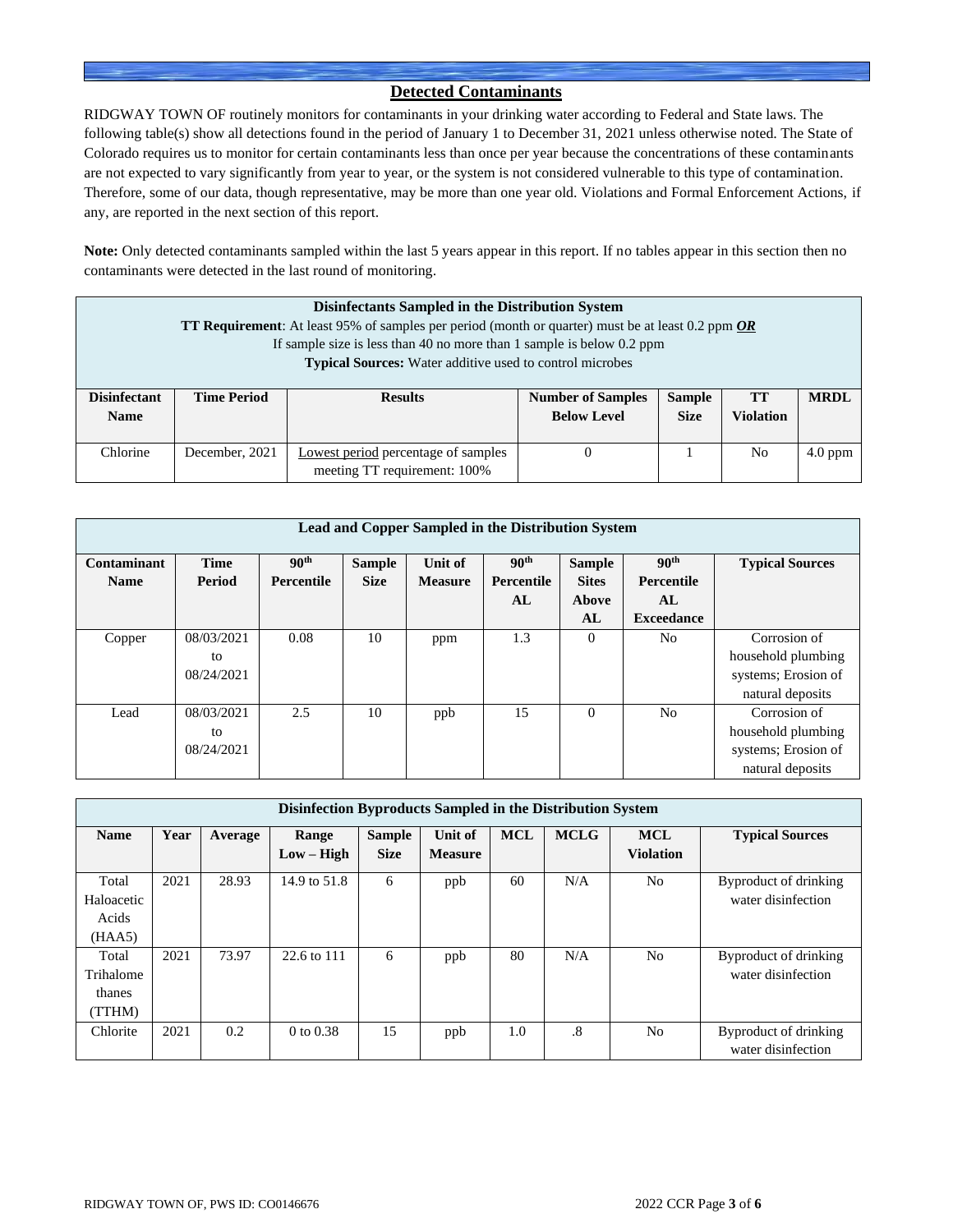## Detected Contaminants

RIDGWAY TOWN OF routinely monitors for contaminants in your drinking water according to Federal and State laws. The following table(s) show all detections found in the period of January 1 to December 31, 2021 unless otherwise noted. The State of Colorado requires us to monitor for certain contaminants less than once per year because the concentrations of these contaminants are not expected to vary significantly from year to year, or the system is not considered vulnerable to this type of contamination. Therefore, some of our data, though representative, may be more than one year old. Violations and Formal Enforcement Actions, if any, are reported in the next section of this report.

**Note:** Only detected contaminants sampled within the last 5 years appear in this report. If no tables appear in this section then no contaminants were detected in the last round of monitoring.

**Disinfectants Sampled in the Distribution System**

**TT Requirement**: At least 95% of samples per period (month or quarter) must be at least 0.2 ppm ***OR***
If sample size is less than 40 no more than 1 sample is below 0.2 ppm
**Typical Sources:** Water additive used to control microbes

| Disinfectant Name | Time Period | Results | Number of Samples Below Level | Sample Size | TT Violation | MRDL |
|---|---|---|---|---|---|---|
| Chlorine | December, 2021 | Lowest period percentage of samples meeting TT requirement: 100% | 0 | 1 | No | 4.0 ppm |

**Lead and Copper Sampled in the Distribution System**

| Contaminant Name | Time Period | 90th Percentile | Sample Size | Unit of Measure | 90th Percentile AL | Sample Sites Above AL | 90th Percentile AL Exceedance | Typical Sources |
|---|---|---|---|---|---|---|---|---|
| Copper | 08/03/2021 to 08/24/2021 | 0.08 | 10 | ppm | 1.3 | 0 | No | Corrosion of household plumbing systems; Erosion of natural deposits |
| Lead | 08/03/2021 to 08/24/2021 | 2.5 | 10 | ppb | 15 | 0 | No | Corrosion of household plumbing systems; Erosion of natural deposits |

**Disinfection Byproducts Sampled in the Distribution System**

| Name | Year | Average | Range Low – High | Sample Size | Unit of Measure | MCL | MCLG | MCL Violation | Typical Sources |
|---|---|---|---|---|---|---|---|---|---|
| Total Haloacetic Acids (HAA5) | 2021 | 28.93 | 14.9 to 51.8 | 6 | ppb | 60 | N/A | No | Byproduct of drinking water disinfection |
| Total Trihalomethanes (TTHM) | 2021 | 73.97 | 22.6 to 111 | 6 | ppb | 80 | N/A | No | Byproduct of drinking water disinfection |
| Chlorite | 2021 | 0.2 | 0 to 0.38 | 15 | ppb | 1.0 | .8 | No | Byproduct of drinking water disinfection |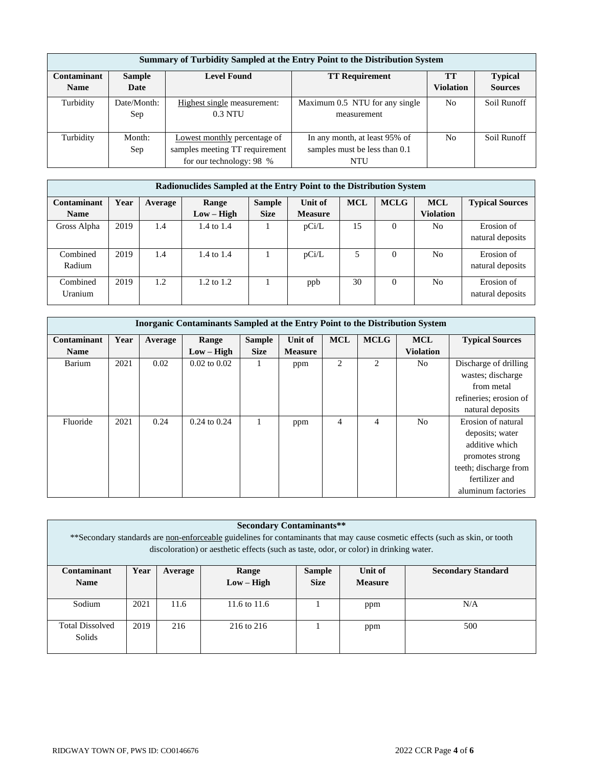| Summary of Turbidity Sampled at the Entry Point to the Distribution System | | | | | |
|---|---|---|---|---|---|
| **Contaminant Name** | **Sample Date** | **Level Found** | **TT Requirement** | **TT Violation** | **Typical Sources** |
| Turbidity | Date/Month: Sep | Highest single measurement: 0.3 NTU | Maximum 0.5 NTU for any single measurement | No | Soil Runoff |
| Turbidity | Month: Sep | Lowest monthly percentage of samples meeting TT requirement for our technology: 98 % | In any month, at least 95% of samples must be less than 0.1 NTU | No | Soil Runoff |

| Radionuclides Sampled at the Entry Point to the Distribution System | | | | | | | | | |
|---|---|---|---|---|---|---|---|---|---|
| **Contaminant Name** | **Year** | **Average** | **Range Low – High** | **Sample Size** | **Unit of Measure** | **MCL** | **MCLG** | **MCL Violation** | **Typical Sources** |
| Gross Alpha | 2019 | 1.4 | 1.4 to 1.4 | 1 | pCi/L | 15 | 0 | No | Erosion of natural deposits |
| Combined Radium | 2019 | 1.4 | 1.4 to 1.4 | 1 | pCi/L | 5 | 0 | No | Erosion of natural deposits |
| Combined Uranium | 2019 | 1.2 | 1.2 to 1.2 | 1 | ppb | 30 | 0 | No | Erosion of natural deposits |

| Inorganic Contaminants Sampled at the Entry Point to the Distribution System | | | | | | | | | |
|---|---|---|---|---|---|---|---|---|---|
| **Contaminant Name** | **Year** | **Average** | **Range Low – High** | **Sample Size** | **Unit of Measure** | **MCL** | **MCLG** | **MCL Violation** | **Typical Sources** |
| Barium | 2021 | 0.02 | 0.02 to 0.02 | 1 | ppm | 2 | 2 | No | Discharge of drilling wastes; discharge from metal refineries; erosion of natural deposits |
| Fluoride | 2021 | 0.24 | 0.24 to 0.24 | 1 | ppm | 4 | 4 | No | Erosion of natural deposits; water additive which promotes strong teeth; discharge from fertilizer and aluminum factories |

| Secondary Contaminants** <br> **Secondary standards are non-enforceable guidelines for contaminants that may cause cosmetic effects (such as skin, or tooth discoloration) or aesthetic effects (such as taste, odor, or color) in drinking water. | | | | | | |
|---|---|---|---|---|---|---|
| **Contaminant Name** | **Year** | **Average** | **Range Low – High** | **Sample Size** | **Unit of Measure** | **Secondary Standard** |
| Sodium | 2021 | 11.6 | 11.6 to 11.6 | 1 | ppm | N/A |
| Total Dissolved Solids | 2019 | 216 | 216 to 216 | 1 | ppm | 500 |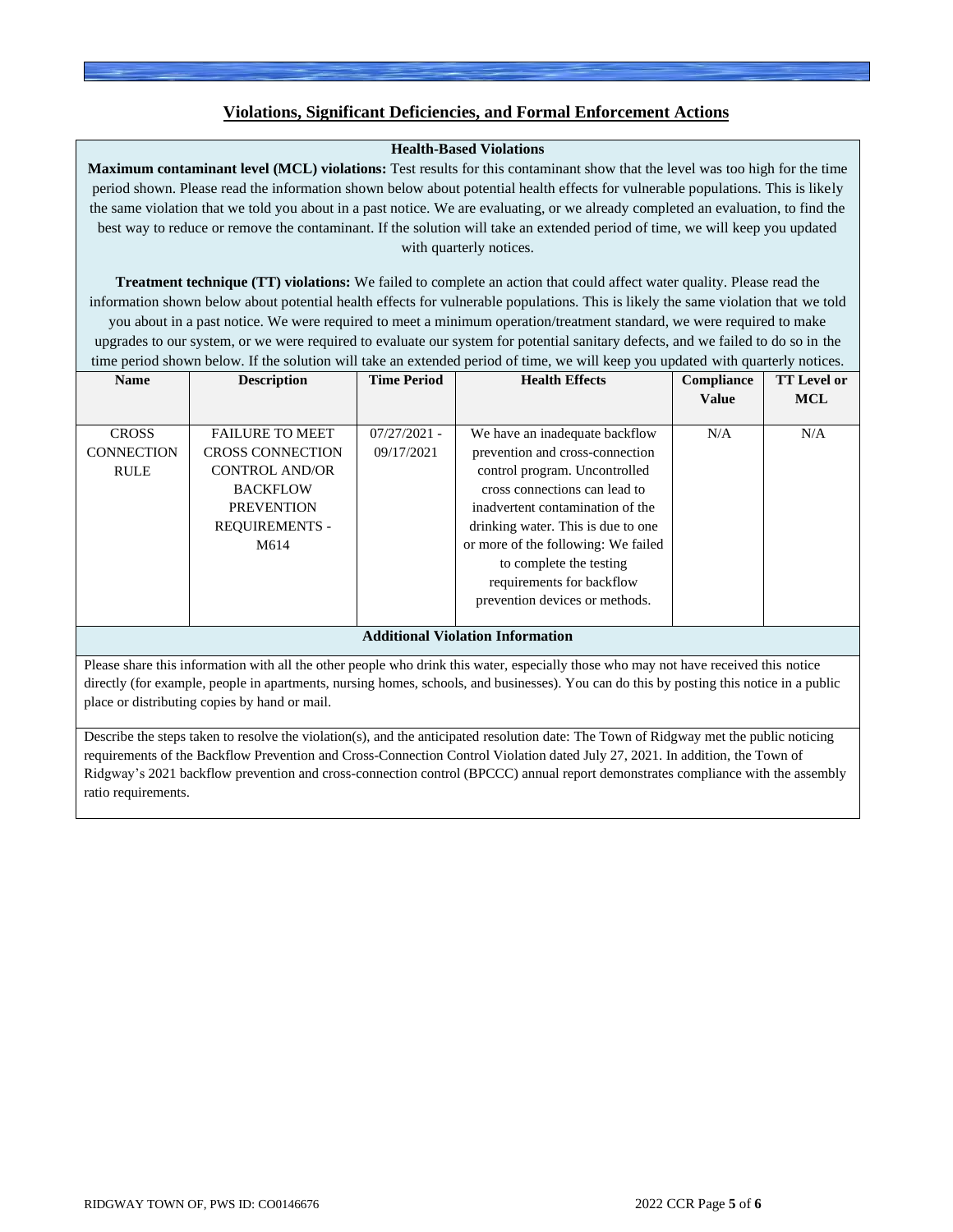## Violations, Significant Deficiencies, and Formal Enforcement Actions

### Health-Based Violations

**Maximum contaminant level (MCL) violations:** Test results for this contaminant show that the level was too high for the time period shown. Please read the information shown below about potential health effects for vulnerable populations. This is likely the same violation that we told you about in a past notice. We are evaluating, or we already completed an evaluation, to find the best way to reduce or remove the contaminant. If the solution will take an extended period of time, we will keep you updated with quarterly notices.

**Treatment technique (TT) violations:** We failed to complete an action that could affect water quality. Please read the information shown below about potential health effects for vulnerable populations. This is likely the same violation that we told you about in a past notice. We were required to meet a minimum operation/treatment standard, we were required to make upgrades to our system, or we were required to evaluate our system for potential sanitary defects, and we failed to do so in the time period shown below. If the solution will take an extended period of time, we will keep you updated with quarterly notices.

| Name | Description | Time Period | Health Effects | Compliance Value | TT Level or MCL |
|---|---|---|---|---|---|
| CROSS CONNECTION RULE | FAILURE TO MEET CROSS CONNECTION CONTROL AND/OR BACKFLOW PREVENTION REQUIREMENTS - M614 | 07/27/2021 - 09/17/2021 | We have an inadequate backflow prevention and cross-connection control program. Uncontrolled cross connections can lead to inadvertent contamination of the drinking water. This is due to one or more of the following: We failed to complete the testing requirements for backflow prevention devices or methods. | N/A | N/A |

### Additional Violation Information

Please share this information with all the other people who drink this water, especially those who may not have received this notice directly (for example, people in apartments, nursing homes, schools, and businesses). You can do this by posting this notice in a public place or distributing copies by hand or mail.

Describe the steps taken to resolve the violation(s), and the anticipated resolution date: The Town of Ridgway met the public noticing requirements of the Backflow Prevention and Cross-Connection Control Violation dated July 27, 2021. In addition, the Town of Ridgway's 2021 backflow prevention and cross-connection control (BPCCC) annual report demonstrates compliance with the assembly ratio requirements.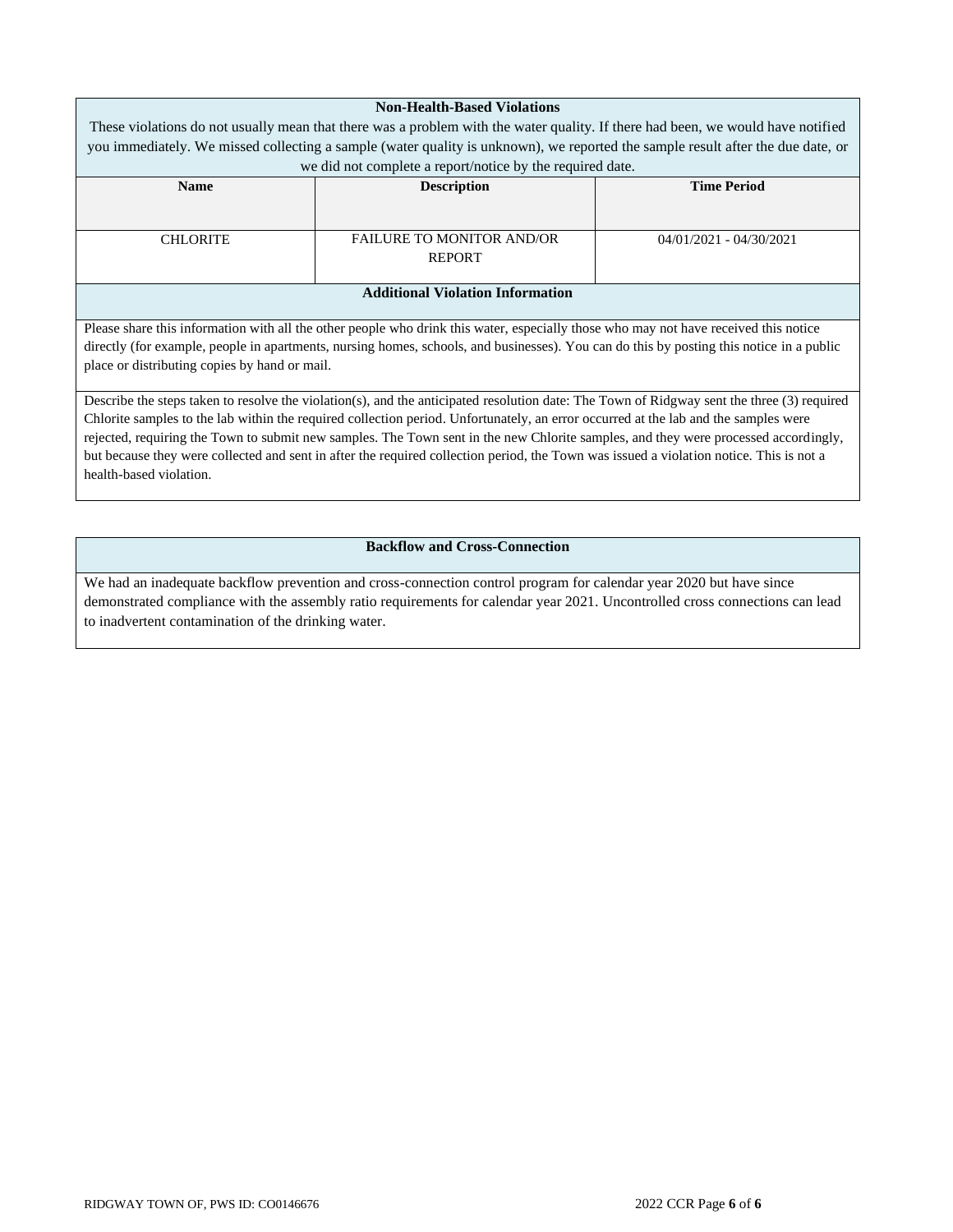## Non-Health-Based Violations

These violations do not usually mean that there was a problem with the water quality. If there had been, we would have notified you immediately. We missed collecting a sample (water quality is unknown), we reported the sample result after the due date, or we did not complete a report/notice by the required date.

| Name | Description | Time Period |
|---|---|---|
| CHLORITE | FAILURE TO MONITOR AND/OR REPORT | 04/01/2021 - 04/30/2021 |

### Additional Violation Information

Please share this information with all the other people who drink this water, especially those who may not have received this notice directly (for example, people in apartments, nursing homes, schools, and businesses). You can do this by posting this notice in a public place or distributing copies by hand or mail.

Describe the steps taken to resolve the violation(s), and the anticipated resolution date: The Town of Ridgway sent the three (3) required Chlorite samples to the lab within the required collection period. Unfortunately, an error occurred at the lab and the samples were rejected, requiring the Town to submit new samples. The Town sent in the new Chlorite samples, and they were processed accordingly, but because they were collected and sent in after the required collection period, the Town was issued a violation notice. This is not a health-based violation.

## Backflow and Cross-Connection

We had an inadequate backflow prevention and cross-connection control program for calendar year 2020 but have since demonstrated compliance with the assembly ratio requirements for calendar year 2021. Uncontrolled cross connections can lead to inadvertent contamination of the drinking water.